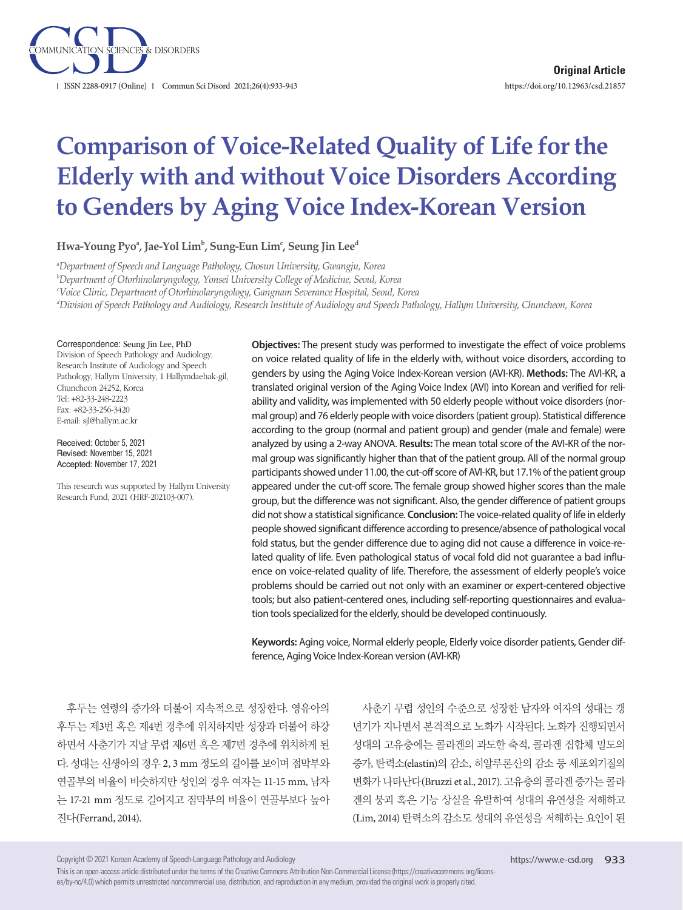Original Article

# Comparison of Voice-Related Quality of Life for the Elderly with and without Voice Disorders According to Genders by Aging Voice Index-Korean Version

**Hwa-Young Pyo[a], Jae-Yol Lim[b], Sung-Eun Lim[c], Seung Jin Lee[d]**

[a]*Department of Speech and Language Pathology, Chosun University, Gwangju, Korea*
[b]*Department of Otorhinolaryngology, Yonsei University College of Medicine, Seoul, Korea*
[c]*Voice Clinic, Department of Otorhinolaryngology, Gangnam Severance Hospital, Seoul, Korea*
[d]*Division of Speech Pathology and Audiology, Research Institute of Audiology and Speech Pathology, Hallym University, Chuncheon, Korea*

Correspondence: Seung Jin Lee, PhD
Division of Speech Pathology and Audiology, Research Institute of Audiology and Speech Pathology, Hallym University, 1 Hallymdaehak-gil, Chuncheon 24252, Korea
Tel: +82-33-248-2223
Fax: +82-33-256-3420
E-mail: sjl@hallym.ac.kr

Received: October 5, 2021
Revised: November 15, 2021
Accepted: November 17, 2021

This research was supported by Hallym University Research Fund, 2021 (HRF-202103-007).

**Objectives:** The present study was performed to investigate the effect of voice problems on voice related quality of life in the elderly with, without voice disorders, according to genders by using the Aging Voice Index-Korean version (AVI-KR). **Methods:** The AVI-KR, a translated original version of the Aging Voice Index (AVI) into Korean and verified for reliability and validity, was implemented with 50 elderly people without voice disorders (normal group) and 76 elderly people with voice disorders (patient group). Statistical difference according to the group (normal and patient group) and gender (male and female) were analyzed by using a 2-way ANOVA. **Results:** The mean total score of the AVI-KR of the normal group was significantly higher than that of the patient group. All of the normal group participants showed under 11.00, the cut-off score of AVI-KR, but 17.1% of the patient group appeared under the cut-off score. The female group showed higher scores than the male group, but the difference was not significant. Also, the gender difference of patient groups did not show a statistical significance. **Conclusion:** The voice-related quality of life in elderly people showed significant difference according to presence/absence of pathological vocal fold status, but the gender difference due to aging did not cause a difference in voice-related quality of life. Even pathological status of vocal fold did not guarantee a bad influence on voice-related quality of life. Therefore, the assessment of elderly people's voice problems should be carried out not only with an examiner or expert-centered objective tools; but also patient-centered ones, including self-reporting questionnaires and evaluation tools specialized for the elderly, should be developed continuously.

**Keywords:** Aging voice, Normal elderly people, Elderly voice disorder patients, Gender difference, Aging Voice Index-Korean version (AVI-KR)

후두는 연령의 증가와 더불어 지속적으로 성장한다. 영유아의 후두는 제3번 혹은 제4번 경추에 위치하지만 성장과 더불어 하강하면서 사춘기가 지날 무렵 제6번 혹은 제7번 경추에 위치하게 된다. 성대는 신생아의 경우 2, 3 mm 정도의 길이를 보이며 점막부와 연골부의 비율이 비슷하지만 성인의 경우 여자는 11-15 mm, 남자는 17-21 mm 정도로 길어지고 점막부의 비율이 연골부보다 높아진다(Ferrand, 2014).

사춘기 무렵 성인의 수준으로 성장한 남자와 여자의 성대는 갱년기가 지나면서 본격적으로 노화가 시작된다. 노화가 진행되면서 성대의 고유층에는 콜라겐의 과도한 축적, 콜라겐 집합체 밀도의 증가, 탄력소(elastin)의 감소, 히알루론산의 감소 등 세포외기질의 변화가 나타난다(Bruzzi et al., 2017). 고유층의 콜라겐 증가는 콜라겐의 붕괴 혹은 기능 상실을 유발하여 성대의 유연성을 저해하고 (Lim, 2014) 탄력소의 감소도 성대의 유연성을 저해하는 요인이 된

Copyright © 2021 Korean Academy of Speech-Language Pathology and Audiology
This is an open-access article distributed under the terms of the Creative Commons Attribution Non-Commercial License (https://creativecommons.org/licenses/by-nc/4.0) which permits unrestricted noncommercial use, distribution, and reproduction in any medium, provided the original work is properly cited.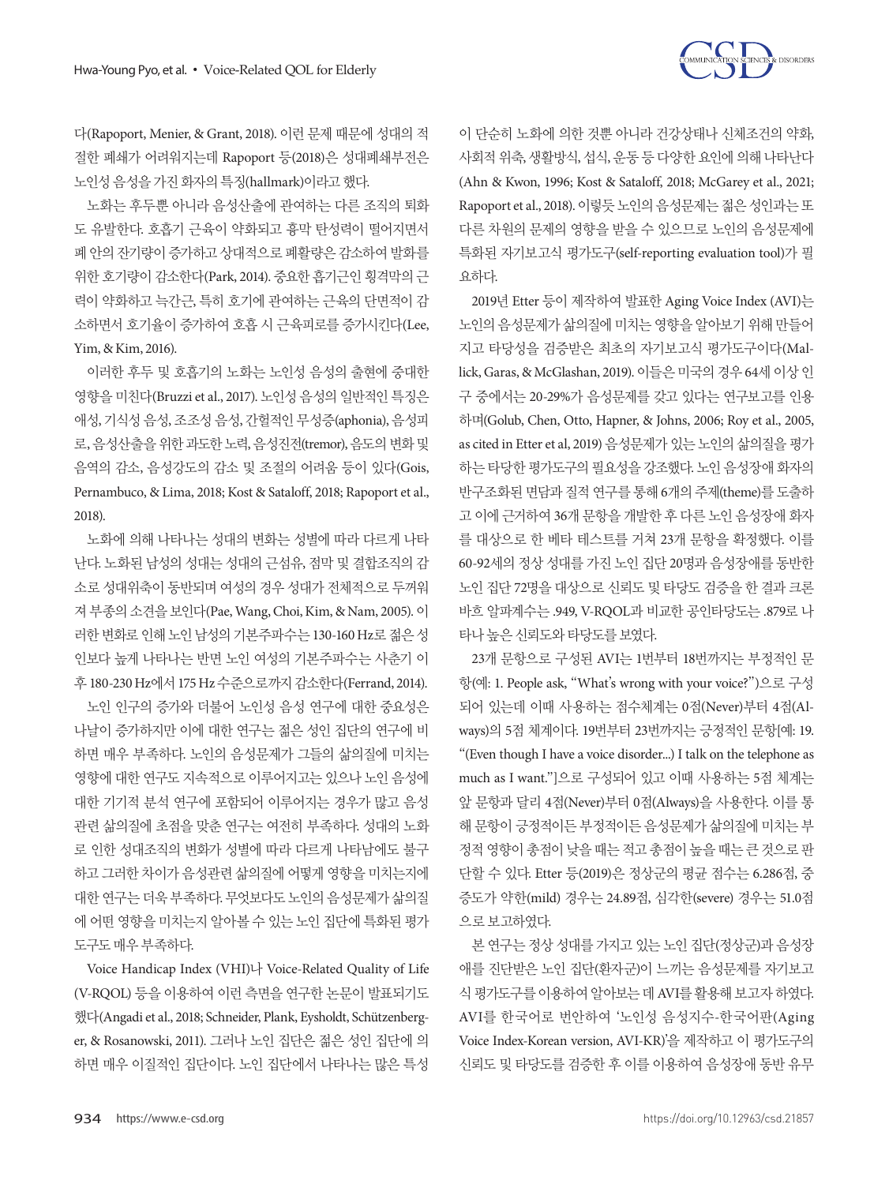다(Rapoport, Menier, & Grant, 2018). 이런 문제 때문에 성대의 적절한 폐쇄가 어려워지는데 Rapoport 등(2018)은 성대폐쇄부전은 노인성 음성을 가진 화자의 특징(hallmark)이라고 했다.

노화는 후두뿐 아니라 음성산출에 관여하는 다른 조직의 퇴화도 유발한다. 호흡기 근육이 약화되고 흉막 탄성력이 떨어지면서 폐 안의 잔기량이 증가하고 상대적으로 폐활량은 감소하여 발화를 위한 호기량이 감소한다(Park, 2014). 중요한 흡기근인 횡격막의 근력이 약화하고 늑간근, 특히 호기에 관여하는 근육의 단면적이 감소하면서 호기율이 증가하여 호흡 시 근육피로를 증가시킨다(Lee, Yim, & Kim, 2016).

이러한 후두 및 호흡기의 노화는 노인성 음성의 출현에 중대한 영향을 미친다(Bruzzi et al., 2017). 노인성 음성의 일반적인 특징은 애성, 기식성 음성, 조조성 음성, 간헐적인 무성증(aphonia), 음성피로, 음성산출을 위한 과도한 노력, 음성진전(tremor), 음도의 변화 및 음역의 감소, 음성강도의 감소 및 조절의 어려움 등이 있다(Gois, Pernambuco, & Lima, 2018; Kost & Sataloff, 2018; Rapoport et al., 2018).

노화에 의해 나타나는 성대의 변화는 성별에 따라 다르게 나타난다. 노화된 남성의 성대는 성대의 근섬유, 점막 및 결합조직의 감소로 성대위축이 동반되며 여성의 경우 성대가 전체적으로 두꺼워져 부종의 소견을 보인다(Pae, Wang, Choi, Kim, & Nam, 2005). 이러한 변화로 인해 노인 남성의 기본주파수는 130-160 Hz로 젊은 성인보다 높게 나타나는 반면 노인 여성의 기본주파수는 사춘기 이후 180-230 Hz에서 175 Hz 수준으로까지 감소한다(Ferrand, 2014).

노인 인구의 증가와 더불어 노인성 음성 연구에 대한 중요성은 나날이 증가하지만 이에 대한 연구는 젊은 성인 집단의 연구에 비하면 매우 부족하다. 노인의 음성문제가 그들의 삶의질에 미치는 영향에 대한 연구도 지속적으로 이루어지고는 있으나 노인 음성에 대한 기기적 분석 연구에 포함되어 이루어지는 경우가 많고 음성 관련 삶의질에 초점을 맞춘 연구는 여전히 부족하다. 성대의 노화로 인한 성대조직의 변화가 성별에 따라 다르게 나타남에도 불구하고 그러한 차이가 음성관련 삶의질에 어떻게 영향을 미치는지에 대한 연구는 더욱 부족하다. 무엇보다도 노인의 음성문제가 삶의질에 어떤 영향을 미치는지 알아볼 수 있는 노인 집단에 특화된 평가도구도 매우 부족하다.

Voice Handicap Index (VHI)나 Voice-Related Quality of Life (V-RQOL) 등을 이용하여 이런 측면을 연구한 논문이 발표되기도 했다(Angadi et al., 2018; Schneider, Plank, Eysholdt, Schützenberger, & Rosanowski, 2011). 그러나 노인 집단은 젊은 성인 집단에 의하면 매우 이질적인 집단이다. 노인 집단에서 나타나는 많은 특성이 단순히 노화에 의한 것뿐 아니라 건강상태나 신체조건의 약화, 사회적 위축, 생활방식, 섭식, 운동 등 다양한 요인에 의해 나타난다(Ahn & Kwon, 1996; Kost & Sataloff, 2018; McGarey et al., 2021; Rapoport et al., 2018). 이렇듯 노인의 음성문제는 젊은 성인과는 또 다른 차원의 문제의 영향을 받을 수 있으므로 노인의 음성문제에 특화된 자기보고식 평가도구(self-reporting evaluation tool)가 필요하다.

2019년 Etter 등이 제작하여 발표한 Aging Voice Index (AVI)는 노인의 음성문제가 삶의질에 미치는 영향을 알아보기 위해 만들어지고 타당성을 검증받은 최초의 자기보고식 평가도구이다(Mallick, Garas, & McGlashan, 2019). 이들은 미국의 경우 64세 이상 인구 중에서는 20-29%가 음성문제를 갖고 있다는 연구보고를 인용하며(Golub, Chen, Otto, Hapner, & Johns, 2006; Roy et al., 2005, as cited in Etter et al, 2019) 음성문제가 있는 노인의 삶의질을 평가하는 타당한 평가도구의 필요성을 강조했다. 노인 음성장애 화자의 반구조화된 면담과 질적 연구를 통해 6개의 주제(theme)를 도출하고 이에 근거하여 36개 문항을 개발한 후 다른 노인 음성장애 화자를 대상으로 한 베타 테스트를 거쳐 23개 문항을 확정했다. 이를 60-92세의 정상 성대를 가진 노인 집단 20명과 음성장애를 동반한 노인 집단 72명을 대상으로 신뢰도 및 타당도 검증을 한 결과 크론바흐 알파계수는 .949, V-RQOL과 비교한 공인타당도는 .879로 나타나 높은 신뢰도와 타당도를 보였다.

23개 문항으로 구성된 AVI는 1번부터 18번까지는 부정적인 문항(예: 1. People ask, "What's wrong with your voice?")으로 구성되어 있는데 이때 사용하는 점수체계는 0점(Never)부터 4점(Always)의 5점 체계이다. 19번부터 23번까지는 긍정적인 문항[예: 19. "(Even though I have a voice disorder...) I talk on the telephone as much as I want."]으로 구성되어 있고 이때 사용하는 5점 체계는 앞 문항과 달리 4점(Never)부터 0점(Always)을 사용한다. 이를 통해 문항이 긍정적이든 부정적이든 음성문제가 삶의질에 미치는 부정적 영향이 총점이 낮을 때는 적고 총점이 높을 때는 큰 것으로 판단할 수 있다. Etter 등(2019)은 정상군의 평균 점수는 6.286점, 중증도가 약한(mild) 경우는 24.89점, 심각한(severe) 경우는 51.0점으로 보고하였다.

본 연구는 정상 성대를 가지고 있는 노인 집단(정상군)과 음성장애를 진단받은 노인 집단(환자군)이 느끼는 음성문제를 자기보고식 평가도구를 이용하여 알아보는 데 AVI를 활용해 보고자 하였다. AVI를 한국어로 번안하여 '노인성 음성지수-한국어판(Aging Voice Index-Korean version, AVI-KR)'을 제작하고 이 평가도구의 신뢰도 및 타당도를 검증한 후 이를 이용하여 음성장애 동반 유무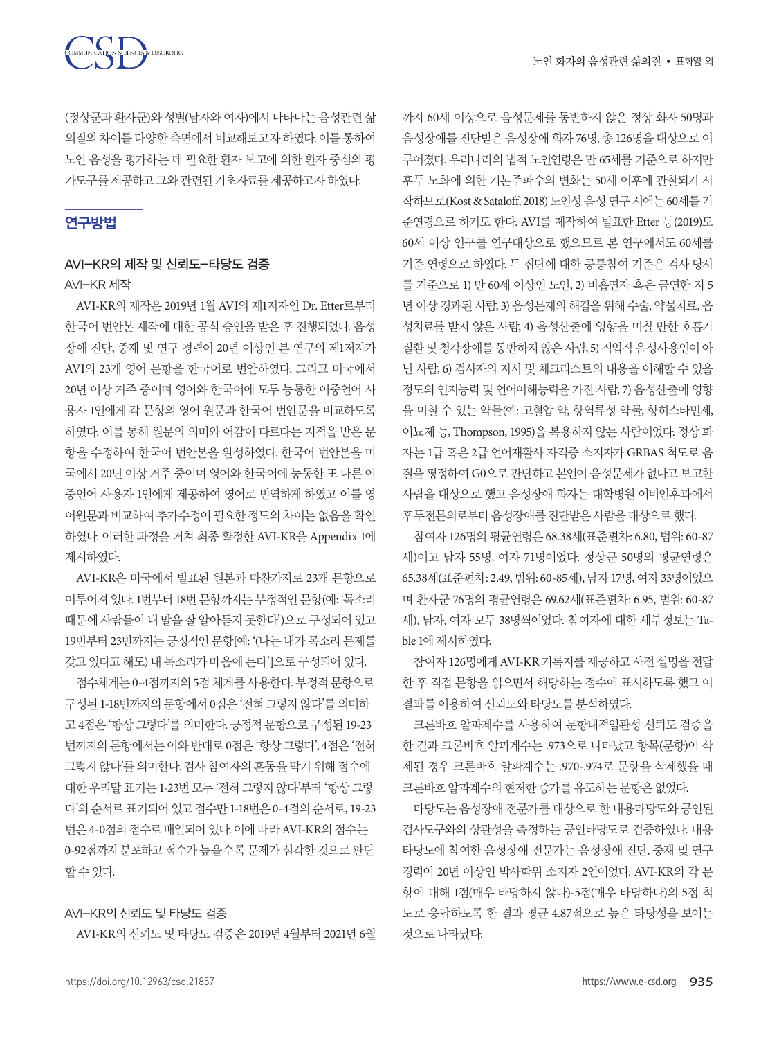(정상군과 환자군)와 성별(남자와 여자)에서 나타나는 음성관련 삶의질의 차이를 다양한 측면에서 비교해보고자 하였다. 이를 통하여 노인 음성을 평가하는 데 필요한 환자 보고에 의한 환자 중심의 평가도구를 제공하고 그와 관련된 기초자료를 제공하고자 하였다.

## 연구방법

### AVI-KR의 제작 및 신뢰도–타당도 검증

#### AVI-KR 제작

AVI-KR의 제작은 2019년 1월 AVI의 제1저자인 Dr. Etter로부터 한국어 번안본 제작에 대한 공식 승인을 받은 후 진행되었다. 음성장애 진단, 중재 및 연구 경력이 20년 이상인 본 연구의 제1저자가 AVI의 23개 영어 문항을 한국어로 번안하였다. 그리고 미국에서 20년 이상 거주 중이며 영어와 한국어에 모두 능통한 이중언어 사용자 1인에게 각 문항의 영어 원문과 한국어 번안문을 비교하도록 하였다. 이를 통해 원문의 의미와 어감이 다르다는 지적을 받은 문항을 수정하여 한국어 번안본을 완성하였다. 한국어 번안본을 미국에서 20년 이상 거주 중이며 영어와 한국어에 능통한 또 다른 이중언어 사용자 1인에게 제공하여 영어로 번역하게 하였고 이를 영어원문과 비교하여 추가수정이 필요한 정도의 차이는 없음을 확인하였다. 이러한 과정을 거쳐 최종 확정한 AVI-KR을 Appendix 1에 제시하였다.

AVI-KR은 미국에서 발표된 원본과 마찬가지로 23개 문항으로 이루어져 있다. 1번부터 18번 문항까지는 부정적인 문항(예: '목소리 때문에 사람들이 내 말을 잘 알아듣지 못한다')으로 구성되어 있고 19번부터 23번까지는 긍정적인 문항[예: '(나는 내가 목소리 문제를 갖고 있다고 해도) 내 목소리가 마음에 든다']으로 구성되어 있다.

점수체계는 0-4점까지의 5점 체계를 사용한다. 부정적 문항으로 구성된 1-18번까지의 문항에서 0점은 '전혀 그렇지 않다'를 의미하고 4점은 '항상 그렇다'를 의미한다. 긍정적 문항으로 구성된 19-23번까지의 문항에서는 이와 반대로 0점은 '항상 그렇다', 4점은 '전혀 그렇지 않다'를 의미한다. 검사 참여자의 혼동을 막기 위해 점수에 대한 우리말 표기는 1-23번 모두 '전혀 그렇지 않다'부터 '항상 그렇다'의 순서로 표기되어 있고 점수만 1-18번은 0-4점의 순서로, 19-23번은 4-0점의 점수로 배열되어 있다. 이에 따라 AVI-KR의 점수는 0-92점까지 분포하고 점수가 높을수록 문제가 심각한 것으로 판단할 수 있다.

#### AVI-KR의 신뢰도 및 타당도 검증

AVI-KR의 신뢰도 및 타당도 검증은 2019년 4월부터 2021년 6월까지 60세 이상으로 음성문제를 동반하지 않은 정상 화자 50명과 음성장애를 진단받은 음성장애 화자 76명, 총 126명을 대상으로 이루어졌다. 우리나라의 법적 노인연령은 만 65세를 기준으로 하지만 후두 노화에 의한 기본주파수의 변화는 50세 이후에 관찰되기 시작하므로(Kost & Sataloff, 2018) 노인성 음성 연구 시에는 60세를 기준연령으로 하기도 한다. AVI를 제작하여 발표한 Etter 등(2019)도 60세 이상 인구를 연구대상으로 했으므로 본 연구에서도 60세를 기준 연령으로 하였다. 두 집단에 대한 공통참여 기준은 검사 당시를 기준으로 1) 만 60세 이상인 노인, 2) 비흡연자 혹은 금연한 지 5년 이상 경과된 사람, 3) 음성문제의 해결을 위해 수술, 약물치료, 음성치료를 받지 않은 사람, 4) 음성산출에 영향을 미칠 만한 호흡기 질환 및 청각장애를 동반하지 않은 사람, 5) 직업적 음성사용인이 아닌 사람, 6) 검사자의 지시 및 체크리스트의 내용을 이해할 수 있을 정도의 인지능력 및 언어이해능력을 가진 사람, 7) 음성산출에 영향을 미칠 수 있는 약물(예: 고혈압 약, 항역류성 약물, 항히스타민제, 이뇨제 등, Thompson, 1995)을 복용하지 않는 사람이었다. 정상 화자는 1급 혹은 2급 언어재활사 자격증 소지자가 GRBAS 척도로 음질을 평정하여 G0으로 판단하고 본인이 음성문제가 없다고 보고한 사람을 대상으로 했고 음성장애 화자는 대학병원 이비인후과에서 후두전문의로부터 음성장애를 진단받은 사람을 대상으로 했다.

참여자 126명의 평균연령은 68.38세(표준편차: 6.80, 범위: 60-87세)이고 남자 55명, 여자 71명이었다. 정상군 50명의 평균연령은 65.38세(표준편차: 2.49, 범위: 60-85세), 남자 17명, 여자 33명이었으며 환자군 76명의 평균연령은 69.62세(표준편차: 6.95, 범위: 60-87세), 남자, 여자 모두 38명씩이었다. 참여자에 대한 세부정보는 Table 1에 제시하였다.

참여자 126명에게 AVI-KR 기록지를 제공하고 사전 설명을 전달한 후 직접 문항을 읽으면서 해당하는 점수에 표시하도록 했고 이 결과를 이용하여 신뢰도와 타당도를 분석하였다.

크론바흐 알파계수를 사용하여 문항내적일관성 신뢰도 검증을 한 결과 크론바흐 알파계수는 .973으로 나타났고 항목(문항)이 삭제된 경우 크론바흐 알파계수는 .970-.974로 문항을 삭제했을 때 크론바흐 알파계수의 현저한 증가를 유도하는 문항은 없었다.

타당도는 음성장애 전문가를 대상으로 한 내용타당도와 공인된 검사도구와의 상관성을 측정하는 공인타당도로 검증하였다. 내용타당도에 참여한 음성장애 전문가는 음성장애 진단, 중재 및 연구 경력이 20년 이상인 박사학위 소지자 2인이었다. AVI-KR의 각 문항에 대해 1점(매우 타당하지 않다)-5점(매우 타당하다)의 5점 척도로 응답하도록 한 결과 평균 4.87점으로 높은 타당성을 보이는 것으로 나타났다.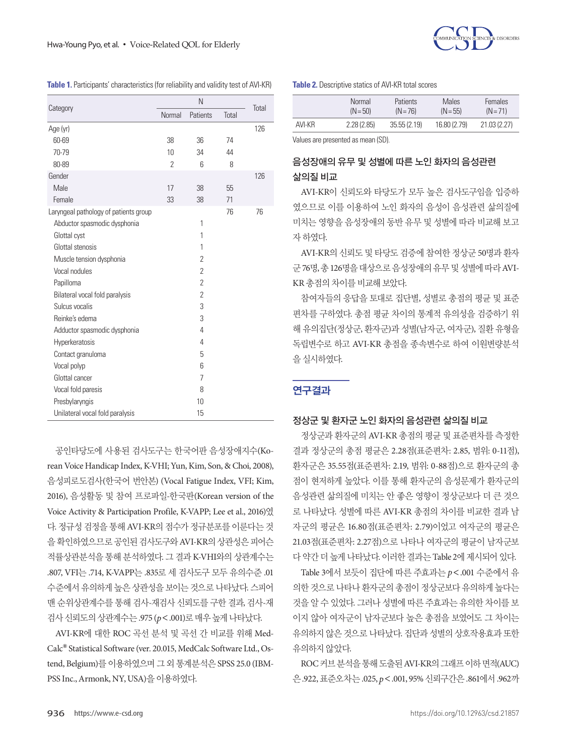**Table 1.** Participants' characteristics (for reliability and validity test of AVI-KR)

| Category | N | | | Total |
|---|---|---|---|---|
| | Normal | Patients | Total | |
| Age (yr) | | | | 126 |
| 60-69 | 38 | 36 | 74 | |
| 70-79 | 10 | 34 | 44 | |
| 80-89 | 2 | 6 | 8 | |
| Gender | | | | 126 |
| Male | 17 | 38 | 55 | |
| Female | 33 | 38 | 71 | |
| Laryngeal pathology of patients group | | | 76 | 76 |
| Abductor spasmodic dysphonia | | 1 | | |
| Glottal cyst | | 1 | | |
| Glottal stenosis | | 1 | | |
| Muscle tension dysphonia | | 2 | | |
| Vocal nodules | | 2 | | |
| Papilloma | | 2 | | |
| Bilateral vocal fold paralysis | | 2 | | |
| Sulcus vocalis | | 3 | | |
| Reinke's edema | | 3 | | |
| Adductor spasmodic dysphonia | | 4 | | |
| Hyperkeratosis | | 4 | | |
| Contact granuloma | | 5 | | |
| Vocal polyp | | 6 | | |
| Glottal cancer | | 7 | | |
| Vocal fold paresis | | 8 | | |
| Presbylaryngis | | 10 | | |
| Unilateral vocal fold paralysis | | 15 | | |

공인타당도에 사용된 검사도구는 한국어판 음성장애지수(Korean Voice Handicap Index, K-VHI; Yun, Kim, Son, & Choi, 2008), 음성피로도검사(한국어 번안본) (Vocal Fatigue Index, VFI; Kim, 2016), 음성활동 및 참여 프로파일-한국판(Korean version of the Voice Activity & Participation Profile, K-VAPP; Lee et al., 2016)였다. 정규성 검정을 통해 AVI-KR의 점수가 정규분포를 이룬다는 것을 확인하였으므로 공인된 검사도구와 AVI-KR의 상관성은 피어슨 적률상관분석을 통해 분석하였다. 그 결과 K-VHI와의 상관계수는 .807, VFI는 .714, K-VAPP는 .835로 세 검사도구 모두 유의수준 .01 수준에서 유의하게 높은 상관성을 보이는 것으로 나타났다. 스피어맨 순위상관계수를 통해 검사-재검사 신뢰도를 구한 결과, 검사-재검사 신뢰도의 상관계수는 .975 ($p<.001$)로 매우 높게 나타났다.

AVI-KR에 대한 ROC 곡선 분석 및 곡선 간 비교를 위해 MedCalc® Statistical Software (ver. 20.015, MedCalc Software Ltd., Ostend, Belgium)를 이용하였으며 그 외 통계분석은 SPSS 25.0 (IBM-PSS Inc., Armonk, NY, USA)을 이용하였다.

**Table 2.** Descriptive statics of AVI-KR total scores

| | Normal (N=50) | Patients (N=76) | Males (N=55) | Females (N=71) |
|---|---|---|---|---|
| AVI-KR | 2.28 (2.85) | 35.55 (2.19) | 16.80 (2.79) | 21.03 (2.27) |

Values are presented as mean (SD).

### 음성장애의 유무 및 성별에 따른 노인 화자의 음성관련 삶의질 비교

AVI-KR이 신뢰도와 타당도가 모두 높은 검사도구임을 입증하였으므로 이를 이용하여 노인 화자의 음성이 음성관련 삶의질에 미치는 영향을 음성장애의 동반 유무 및 성별에 따라 비교해 보고자 하였다.

AVI-KR의 신뢰도 및 타당도 검증에 참여한 정상군 50명과 환자군 76명, 총 126명을 대상으로 음성장애의 유무 및 성별에 따라 AVI-KR 총점의 차이를 비교해 보았다.

참여자들의 응답을 토대로 집단별, 성별로 총점의 평균 및 표준편차를 구하였다. 총점 평균 차이의 통계적 유의성을 검증하기 위해 유의집단(정상군, 환자군)과 성별(남자군, 여자군), 질환 유형을 독립변수로 하고 AVI-KR 총점을 종속변수로 하여 이원변량분석을 실시하였다.

## 연구결과

### 정상군 및 환자군 노인 화자의 음성관련 삶의질 비교

정상군과 환자군의 AVI-KR 총점의 평균 및 표준편차를 측정한 결과 정상군의 총점 평균은 2.28점(표준편차: 2.85, 범위: 0-11점), 환자군은 35.55점(표준편차: 2.19, 범위: 0-88점)으로 환자군의 총점이 현저하게 높았다. 이를 통해 환자군의 음성문제가 환자군의 음성관련 삶의질에 미치는 안 좋은 영향이 정상군보다 더 큰 것으로 나타났다. 성별에 따른 AVI-KR 총점의 차이를 비교한 결과 남자군의 평균은 16.80점(표준편차: 2.79)이었고 여자군의 평균은 21.03점(표준편차: 2.27점)으로 나타나 여자군의 평균이 남자군보다 약간 더 높게 나타났다. 이러한 결과는 Table 2에 제시되어 있다.

Table 3에서 보듯이 집단에 따른 주효과는 $p<.001$ 수준에서 유의한 것으로 나타나 환자군의 총점이 정상군보다 유의하게 높다는 것을 알 수 있었다. 그러나 성별에 따른 주효과는 유의한 차이를 보이지 않아 여자군이 남자군보다 높은 총점을 보였어도 그 차이는 유의하지 않은 것으로 나타났다. 집단과 성별의 상호작용효과 또한 유의하지 않았다.

ROC 커브 분석을 통해 도출된 AVI-KR의 그래프 이하 면적(AUC)은 .922, 표준오차는 .025, $p<.001$, 95% 신뢰구간은 .861에서 .962까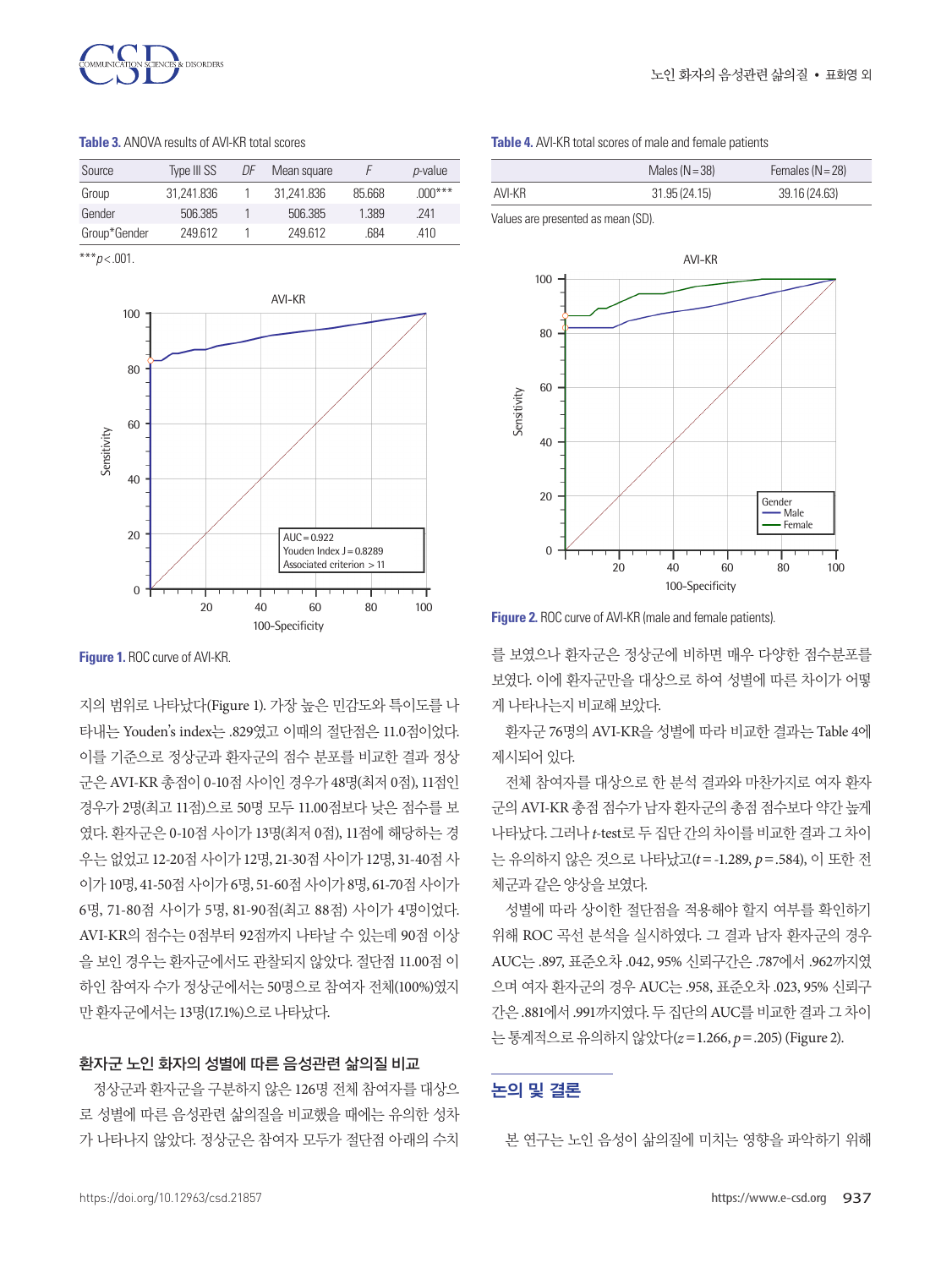**Table 3.** ANOVA results of AVI-KR total scores

| Source | Type III SS | *DF* | Mean square | *F* | *p*-value |
|---|---|---|---|---|---|
| Group | 31,241.836 | 1 | 31,241.836 | 85.668 | .000*** |
| Gender | 506.385 | 1 | 506.385 | 1.389 | .241 |
| Group*Gender | 249.612 | 1 | 249.612 | .684 | .410 |

***$p<.001$.

**Figure 1.** ROC curve of AVI-KR.

지의 범위로 나타났다(Figure 1). 가장 높은 민감도와 특이도를 나타내는 Youden's index는 .829였고 이때의 절단점은 11.0점이었다. 이를 기준으로 정상군과 환자군의 점수 분포를 비교한 결과 정상군은 AVI-KR 총점이 0-10점 사이인 경우가 48명(최저 0점), 11점인 경우가 2명(최고 11점)으로 50명 모두 11.00점보다 낮은 점수를 보였다. 환자군은 0-10점 사이가 13명(최저 0점), 11점에 해당하는 경우는 없었고 12-20점 사이가 12명, 21-30점 사이가 12명, 31-40점 사이가 10명, 41-50점 사이가 6명, 51-60점 사이가 8명, 61-70점 사이가 6명, 71-80점 사이가 5명, 81-90점(최고 88점) 사이가 4명이었다. AVI-KR의 점수는 0점부터 92점까지 나타날 수 있는데 90점 이상을 보인 경우는 환자군에서도 관찰되지 않았다. 절단점 11.00점 이하인 참여자 수가 정상군에서는 50명으로 참여자 전체(100%)였지만 환자군에서는 13명(17.1%)으로 나타났다.

### 환자군 노인 화자의 성별에 따른 음성관련 삶의질 비교

정상군과 환자군을 구분하지 않은 126명 전체 참여자를 대상으로 성별에 따른 음성관련 삶의질을 비교했을 때에는 유의한 성차가 나타나지 않았다. 정상군은 참여자 모두가 절단점 아래의 수치를 보였으나 환자군은 정상군에 비하면 매우 다양한 점수분포를 보였다. 이에 환자군만을 대상으로 하여 성별에 따른 차이가 어떻게 나타나는지 비교해 보았다.

**Table 4.** AVI-KR total scores of male and female patients

| | Males (N = 38) | Females (N = 28) |
|---|---|---|
| AVI-KR | 31.95 (24.15) | 39.16 (24.63) |

Values are presented as mean (SD).

**Figure 2.** ROC curve of AVI-KR (male and female patients).

환자군 76명의 AVI-KR을 성별에 따라 비교한 결과는 Table 4에 제시되어 있다.

전체 참여자를 대상으로 한 분석 결과와 마찬가지로 여자 환자군의 AVI-KR 총점 점수가 남자 환자군의 총점 점수보다 약간 높게 나타났다. 그러나 *t*-test로 두 집단 간의 차이를 비교한 결과 그 차이는 유의하지 않은 것으로 나타났고($t$ = -1.289, $p$ = .584), 이 또한 전체군과 같은 양상을 보였다.

성별에 따라 상이한 절단점을 적용해야 할지 여부를 확인하기 위해 ROC 곡선 분석을 실시하였다. 그 결과 남자 환자군의 경우 AUC는 .897, 표준오차 .042, 95% 신뢰구간은 .787에서 .962까지였으며 여자 환자군의 경우 AUC는 .958, 표준오차 .023, 95% 신뢰구간은 .881에서 .991까지였다. 두 집단의 AUC를 비교한 결과 그 차이는 통계적으로 유의하지 않았다($z$ = 1.266, $p$ = .205) (Figure 2).

## 논의 및 결론

본 연구는 노인 음성이 삶의질에 미치는 영향을 파악하기 위해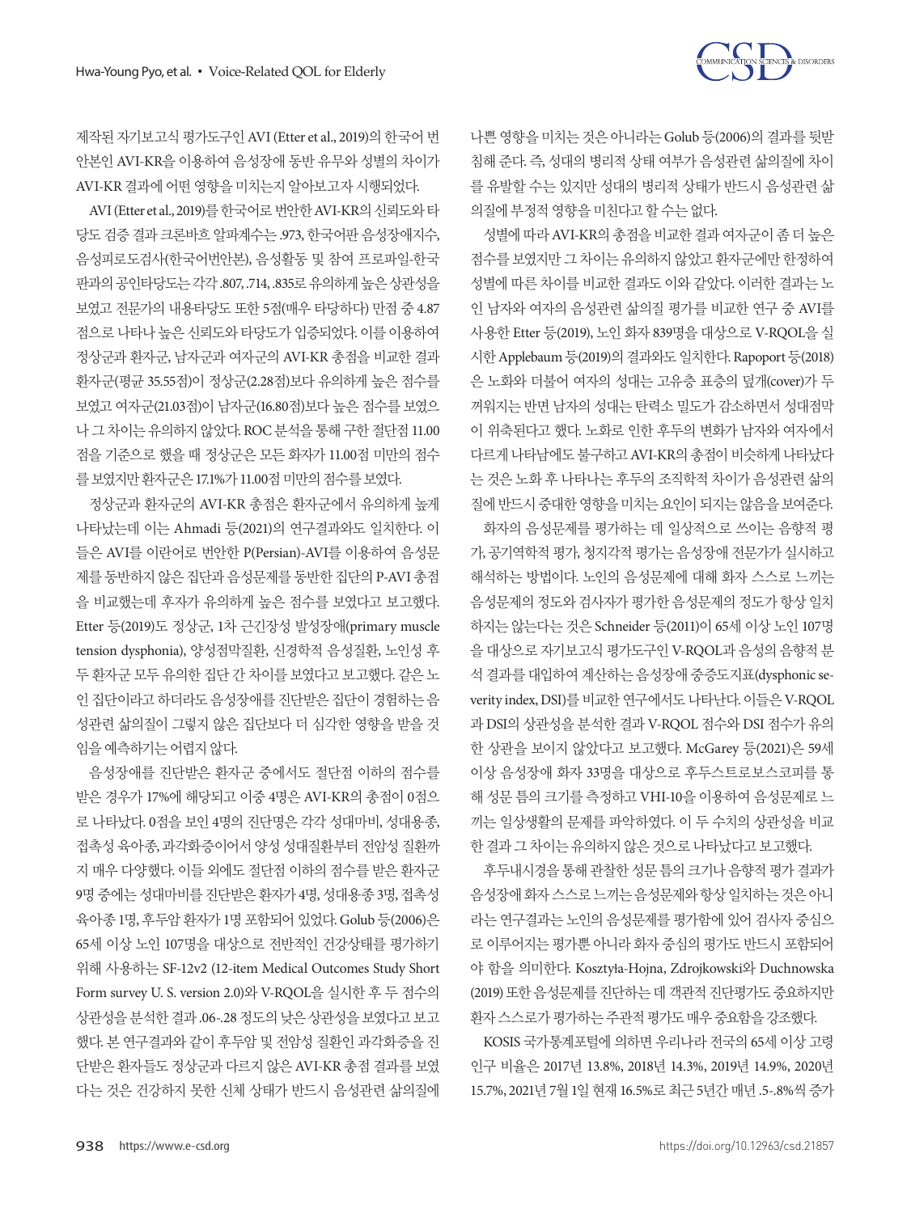제작된 자기보고식 평가도구인 AVI (Etter et al., 2019)의 한국어 번안본인 AVI-KR을 이용하여 음성장애 동반 유무와 성별의 차이가 AVI-KR 결과에 어떤 영향을 미치는지 알아보고자 시행되었다.

AVI (Etter et al., 2019)를 한국어로 번안한 AVI-KR의 신뢰도와 타당도 검증 결과 크론바흐 알파계수는 .973, 한국어판 음성장애지수, 음성피로도검사(한국어번안본), 음성활동 및 참여 프로파일-한국판과의 공인타당도는 각각 .807, .714, .835로 유의하게 높은 상관성을 보였고 전문가의 내용타당도 또한 5점(매우 타당하다) 만점 중 4.87점으로 나타나 높은 신뢰도와 타당도가 입증되었다. 이를 이용하여 정상군과 환자군, 남자군과 여자군의 AVI-KR 총점을 비교한 결과 환자군(평균 35.55점)이 정상군(2.28점)보다 유의하게 높은 점수를 보였고 여자군(21.03점)이 남자군(16.80점)보다 높은 점수를 보였으나 그 차이는 유의하지 않았다. ROC 분석을 통해 구한 절단점 11.00점을 기준으로 했을 때 정상군은 모든 화자가 11.00점 미만의 점수를 보였지만 환자군은 17.1%가 11.00점 미만의 점수를 보였다.

정상군과 환자군의 AVI-KR 총점은 환자군에서 유의하게 높게 나타났는데 이는 Ahmadi 등(2021)의 연구결과와도 일치한다. 이들은 AVI를 이란어로 번안한 P(Persian)-AVI를 이용하여 음성문제를 동반하지 않은 집단과 음성문제를 동반한 집단의 P-AVI 총점을 비교했는데 후자가 유의하게 높은 점수를 보였다고 보고했다. Etter 등(2019)도 정상군, 1차 근긴장성 발성장애(primary muscle tension dysphonia), 양성점막질환, 신경학적 음성질환, 노인성 후두 환자군 모두 유의한 집단 간 차이를 보였다고 보고했다. 같은 노인 집단이라고 하더라도 음성장애를 진단받은 집단이 경험하는 음성관련 삶의질이 그렇지 않은 집단보다 더 심각한 영향을 받을 것임을 예측하기는 어렵지 않다.

음성장애를 진단받은 환자군 중에서도 절단점 이하의 점수를 받은 경우가 17%에 해당되고 이중 4명은 AVI-KR의 총점이 0점으로 나타났다. 0점을 보인 4명의 진단명은 각각 성대마비, 성대용종, 접촉성 육아종, 과각화증이어서 양성 성대질환부터 전암성 질환까지 매우 다양했다. 이들 외에도 절단점 이하의 점수를 받은 환자군 9명 중에는 성대마비를 진단받은 환자가 4명, 성대용종 3명, 접촉성 육아종 1명, 후두암 환자가 1명 포함되어 있었다. Golub 등(2006)은 65세 이상 노인 107명을 대상으로 전반적인 건강상태를 평가하기 위해 사용하는 SF-12v2 (12-item Medical Outcomes Study Short Form survey U. S. version 2.0)와 V-RQOL을 실시한 후 두 점수의 상관성을 분석한 결과 .06-.28 정도의 낮은 상관성을 보였다고 보고했다. 본 연구결과와 같이 후두암 및 전암성 질환인 과각화증을 진단받은 환자들도 정상군과 다르지 않은 AVI-KR 총점 결과를 보였다는 것은 건강하지 못한 신체 상태가 반드시 음성관련 삶의질에 나쁜 영향을 미치는 것은 아니라는 Golub 등(2006)의 결과를 뒷받침해 준다. 즉, 성대의 병리적 상태 여부가 음성관련 삶의질에 차이를 유발할 수는 있지만 성대의 병리적 상태가 반드시 음성관련 삶의질에 부정적 영향을 미친다고 할 수는 없다.

성별에 따라 AVI-KR의 총점을 비교한 결과 여자군이 좀 더 높은 점수를 보였지만 그 차이는 유의하지 않았고 환자군에만 한정하여 성별에 따른 차이를 비교한 결과도 이와 같았다. 이러한 결과는 노인 남자와 여자의 음성관련 삶의질 평가를 비교한 연구 중 AVI를 사용한 Etter 등(2019), 노인 화자 839명을 대상으로 V-RQOL을 실시한 Applebaum 등(2019)의 결과와도 일치한다. Rapoport 등(2018)은 노화와 더불어 여자의 성대는 고유층 표층의 덮개(cover)가 두꺼워지는 반면 남자의 성대는 탄력소 밀도가 감소하면서 성대점막이 위축된다고 했다. 노화로 인한 후두의 변화가 남자와 여자에서 다르게 나타남에도 불구하고 AVI-KR의 총점이 비슷하게 나타났다는 것은 노화 후 나타나는 후두의 조직학적 차이가 음성관련 삶의질에 반드시 중대한 영향을 미치는 요인이 되지는 않음을 보여준다.

화자의 음성문제를 평가하는 데 일상적으로 쓰이는 음향적 평가, 공기역학적 평가, 청지각적 평가는 음성장애 전문가가 실시하고 해석하는 방법이다. 노인의 음성문제에 대해 화자 스스로 느끼는 음성문제의 정도와 검사자가 평가한 음성문제의 정도가 항상 일치하지는 않는다는 것은 Schneider 등(2011)이 65세 이상 노인 107명을 대상으로 자기보고식 평가도구인 V-RQOL과 음성의 음향적 분석 결과를 대입하여 계산하는 음성장애 중증도지표(dysphonic severity index, DSI)를 비교한 연구에서도 나타난다. 이들은 V-RQOL과 DSI의 상관성을 분석한 결과 V-RQOL 점수와 DSI 점수가 유의한 상관을 보이지 않았다고 보고했다. McGarey 등(2021)은 59세 이상 음성장애 화자 33명을 대상으로 후두스트로보스코피를 통해 성문 틈의 크기를 측정하고 VHI-10을 이용하여 음성문제로 느끼는 일상생활의 문제를 파악하였다. 이 두 수치의 상관성을 비교한 결과 그 차이는 유의하지 않은 것으로 나타났다고 보고했다.

후두내시경을 통해 관찰한 성문 틈의 크기나 음향적 평가 결과가 음성장애 화자 스스로 느끼는 음성문제와 항상 일치하는 것은 아니라는 연구결과는 노인의 음성문제를 평가함에 있어 검사자 중심으로 이루어지는 평가뿐 아니라 화자 중심의 평가도 반드시 포함되어야 함을 의미한다. Kosztyła-Hojna, Zdrojkowski와 Duchnowska (2019) 또한 음성문제를 진단하는 데 객관적 진단평가도 중요하지만 환자 스스로가 평가하는 주관적 평가도 매우 중요함을 강조했다.

KOSIS 국가통계포털에 의하면 우리나라 전국의 65세 이상 고령인구 비율은 2017년 13.8%, 2018년 14.3%, 2019년 14.9%, 2020년 15.7%, 2021년 7월 1일 현재 16.5%로 최근 5년간 매년 .5-.8%씩 증가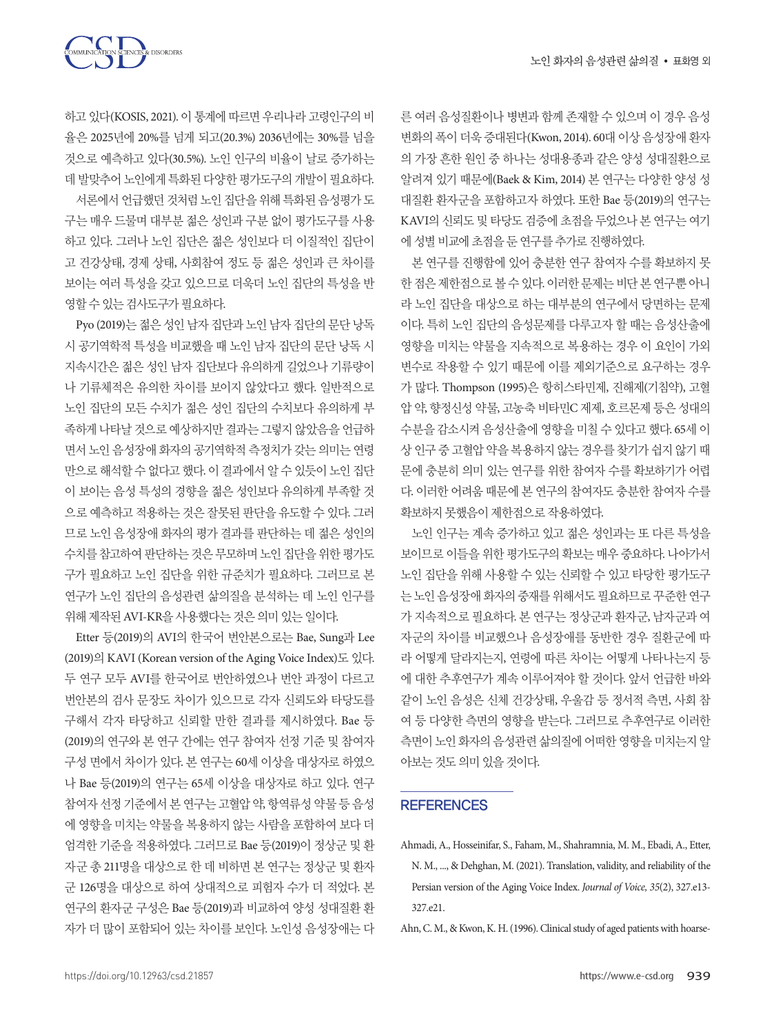하고 있다(KOSIS, 2021). 이 통계에 따르면 우리나라 고령인구의 비율은 2025년에 20%를 넘게 되고(20.3%) 2036년에는 30%를 넘을 것으로 예측하고 있다(30.5%). 노인 인구의 비율이 날로 증가하는 데 발맞추어 노인에게 특화된 다양한 평가도구의 개발이 필요하다.

서론에서 언급했던 것처럼 노인 집단을 위해 특화된 음성평가 도구는 매우 드물며 대부분 젊은 성인과 구분 없이 평가도구를 사용하고 있다. 그러나 노인 집단은 젊은 성인보다 더 이질적인 집단이고 건강상태, 경제 상태, 사회참여 정도 등 젊은 성인과 큰 차이를 보이는 여러 특성을 갖고 있으므로 더욱더 노인 집단의 특성을 반영할 수 있는 검사도구가 필요하다.

Pyo (2019)는 젊은 성인 남자 집단과 노인 남자 집단의 문단 낭독 시 공기역학적 특성을 비교했을 때 노인 남자 집단의 문단 낭독 시 지속시간은 젊은 성인 남자 집단보다 유의하게 길었으나 기류량이나 기류체적은 유의한 차이를 보이지 않았다고 했다. 일반적으로 노인 집단의 모든 수치가 젊은 성인 집단의 수치보다 유의하게 부족하게 나타날 것으로 예상하지만 결과는 그렇지 않았음을 언급하면서 노인 음성장애 화자의 공기역학적 측정치가 갖는 의미는 연령만으로 해석할 수 없다고 했다. 이 결과에서 알 수 있듯이 노인 집단이 보이는 음성 특성의 경향을 젊은 성인보다 유의하게 부족할 것으로 예측하고 적용하는 것은 잘못된 판단을 유도할 수 있다. 그러므로 노인 음성장애 화자의 평가 결과를 판단하는 데 젊은 성인의 수치를 참고하여 판단하는 것은 무모하며 노인 집단을 위한 평가도구가 필요하고 노인 집단을 위한 규준치가 필요하다. 그러므로 본 연구가 노인 집단의 음성관련 삶의질을 분석하는 데 노인 인구를 위해 제작된 AVI-KR을 사용했다는 것은 의미 있는 일이다.

Etter 등(2019)의 AVI의 한국어 번안본으로는 Bae, Sung과 Lee (2019)의 KAVI (Korean version of the Aging Voice Index)도 있다. 두 연구 모두 AVI를 한국어로 번안하였으나 번안 과정이 다르고 번안본의 검사 문장도 차이가 있으므로 각자 신뢰도와 타당도를 구해서 각자 타당하고 신뢰할 만한 결과를 제시하였다. Bae 등(2019)의 연구와 본 연구 간에는 연구 참여자 선정 기준 및 참여자 구성 면에서 차이가 있다. 본 연구는 60세 이상을 대상자로 하였으나 Bae 등(2019)의 연구는 65세 이상을 대상자로 하고 있다. 연구 참여자 선정 기준에서 본 연구는 고혈압 약, 항역류성 약물 등 음성에 영향을 미치는 약물을 복용하지 않는 사람을 포함하여 보다 더 엄격한 기준을 적용하였다. 그러므로 Bae 등(2019)이 정상군 및 환자군 총 211명을 대상으로 한 데 비하면 본 연구는 정상군 및 환자군 126명을 대상으로 하여 상대적으로 피험자 수가 더 적었다. 본 연구의 환자군 구성은 Bae 등(2019)과 비교하여 양성 성대질환 환자가 더 많이 포함되어 있는 차이를 보인다. 노인성 음성장애는 다른 여러 음성질환이나 병변과 함께 존재할 수 있으며 이 경우 음성 변화의 폭이 더욱 증대된다(Kwon, 2014). 60대 이상 음성장애 환자의 가장 흔한 원인 중 하나는 성대용종과 같은 양성 성대질환으로 알려져 있기 때문에(Baek & Kim, 2014) 본 연구는 다양한 양성 성대질환 환자군을 포함하고자 하였다. 또한 Bae 등(2019)의 연구는 KAVI의 신뢰도 및 타당도 검증에 초점을 두었으나 본 연구는 여기에 성별 비교에 초점을 둔 연구를 추가로 진행하였다.

본 연구를 진행함에 있어 충분한 연구 참여자 수를 확보하지 못한 점은 제한점으로 볼 수 있다. 이러한 문제는 비단 본 연구뿐 아니라 노인 집단을 대상으로 하는 대부분의 연구에서 당면하는 문제이다. 특히 노인 집단의 음성문제를 다루고자 할 때는 음성산출에 영향을 미치는 약물을 지속적으로 복용하는 경우 이 요인이 가외변수로 작용할 수 있기 때문에 이를 제외기준으로 요구하는 경우가 많다. Thompson (1995)은 항히스타민제, 진해제(기침약), 고혈압 약, 향정신성 약물, 고농축 비타민C 제제, 호르몬제 등은 성대의 수분을 감소시켜 음성산출에 영향을 미칠 수 있다고 했다. 65세 이상 인구 중 고혈압 약을 복용하지 않는 경우를 찾기가 쉽지 않기 때문에 충분히 의미 있는 연구를 위한 참여자 수를 확보하기가 어렵다. 이러한 어려움 때문에 본 연구의 참여자도 충분한 참여자 수를 확보하지 못했음이 제한점으로 작용하였다.

노인 인구는 계속 증가하고 있고 젊은 성인과는 또 다른 특성을 보이므로 이들을 위한 평가도구의 확보는 매우 중요하다. 나아가서 노인 집단을 위해 사용할 수 있는 신뢰할 수 있고 타당한 평가도구는 노인 음성장애 화자의 중재를 위해서도 필요하므로 꾸준한 연구가 지속적으로 필요하다. 본 연구는 정상군과 환자군, 남자군과 여자군의 차이를 비교했으나 음성장애를 동반한 경우 질환군에 따라 어떻게 달라지는지, 연령에 따른 차이는 어떻게 나타나는지 등에 대한 추후연구가 계속 이루어져야 할 것이다. 앞서 언급한 바와 같이 노인 음성은 신체 건강상태, 우울감 등 정서적 측면, 사회 참여 등 다양한 측면의 영향을 받는다. 그러므로 추후연구로 이러한 측면이 노인 화자의 음성관련 삶의질에 어떠한 영향을 미치는지 알아보는 것도 의미 있을 것이다.

## REFERENCES

Ahmadi, A., Hosseinifar, S., Faham, M., Shahramnia, M. M., Ebadi, A., Etter, N. M., ..., & Dehghan, M. (2021). Translation, validity, and reliability of the Persian version of the Aging Voice Index. *Journal of Voice, 35*(2), 327.e13-327.e21.

Ahn, C. M., & Kwon, K. H. (1996). Clinical study of aged patients with hoarse-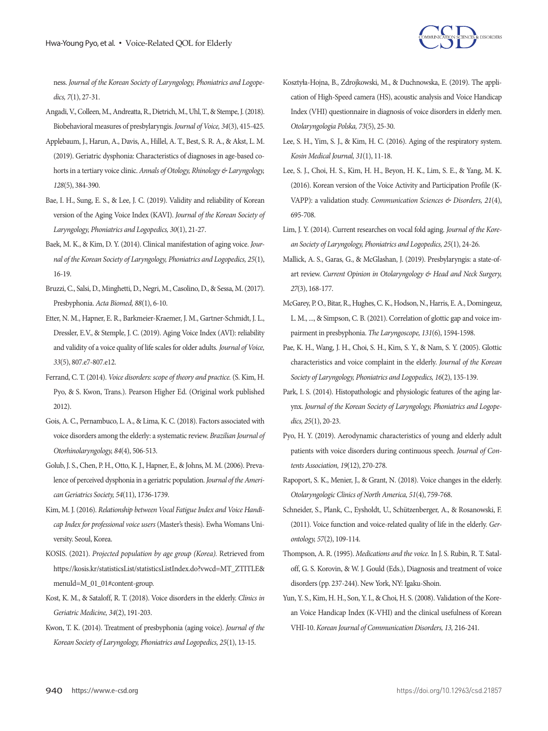ness. *Journal of the Korean Society of Laryngology, Phoniatrics and Logopedics, 7*(1), 27-31.

Angadi, V., Colleen, M., Andreatta, R., Dietrich, M., Uhl, T., & Stempe, J. (2018). Biobehavioral measures of presbylaryngis. *Journal of Voice, 34*(3), 415-425.

Applebaum, J., Harun, A., Davis, A., Hillel, A. T., Best, S. R. A., & Akst, L. M. (2019). Geriatric dysphonia: Characteristics of diagnoses in age-based cohorts in a tertiary voice clinic. *Annals of Otology, Rhinology & Laryngology, 128*(5), 384-390.

Bae, I. H., Sung, E. S., & Lee, J. C. (2019). Validity and reliability of Korean version of the Aging Voice Index (KAVI). *Journal of the Korean Society of Laryngology, Phoniatrics and Logopedics, 30*(1), 21-27.

Baek, M. K., & Kim, D. Y. (2014). Clinical manifestation of aging voice. *Journal of the Korean Society of Laryngology, Phoniatrics and Logopedics, 25*(1), 16-19.

Bruzzi, C., Salsi, D., Minghetti, D., Negri, M., Casolino, D., & Sessa, M. (2017). Presbyphonia. *Acta Biomed, 88*(1), 6-10.

Etter, N. M., Hapner, E. R., Barkmeier-Kraemer, J. M., Gartner-Schmidt, J. L., Dressler, E.V., & Stemple, J. C. (2019). Aging Voice Index (AVI): reliability and validity of a voice quality of life scales for older adults. *Journal of Voice, 33*(5), 807.e7-807.e12.

Ferrand, C. T. (2014). *Voice disorders: scope of theory and practice.* (S. Kim, H. Pyo, & S. Kwon, Trans.). Pearson Higher Ed. (Original work published 2012).

Gois, A. C., Pernambuco, L. A., & Lima, K. C. (2018). Factors associated with voice disorders among the elderly: a systematic review. *Brazilian Journal of Otorhinolaryngology, 84*(4), 506-513.

Golub, J. S., Chen, P. H., Otto, K. J., Hapner, E., & Johns, M. M. (2006). Prevalence of perceived dysphonia in a geriatric population. *Journal of the American Geriatrics Society, 54*(11), 1736-1739.

Kim, M. J. (2016). *Relationship between Vocal Fatigue Index and Voice Handicap Index for professional voice users* (Master's thesis). Ewha Womans University. Seoul, Korea.

KOSIS. (2021). *Projected population by age group (Korea).* Retrieved from https://kosis.kr/statisticsList/statisticsListIndex.do?vwcd=MT_ZTITLE&menuId=M_01_01#content-group.

Kost, K. M., & Sataloff, R. T. (2018). Voice disorders in the elderly. *Clinics in Geriatric Medicine, 34*(2), 191-203.

Kwon, T. K. (2014). Treatment of presbyphonia (aging voice). *Journal of the Korean Society of Laryngology, Phoniatrics and Logopedics, 25*(1), 13-15.

Kosztyła-Hojna, B., Zdrojkowski, M., & Duchnowska, E. (2019). The application of High-Speed camera (HS), acoustic analysis and Voice Handicap Index (VHI) questionnaire in diagnosis of voice disorders in elderly men. *Otolaryngologia Polska, 73*(5), 25-30.

Lee, S. H., Yim, S. J., & Kim, H. C. (2016). Aging of the respiratory system. *Kosin Medical Journal, 31*(1), 11-18.

Lee, S. J., Choi, H. S., Kim, H. H., Beyon, H. K., Lim, S. E., & Yang, M. K. (2016). Korean version of the Voice Activity and Participation Profile (K-VAPP): a validation study. *Communication Sciences & Disorders, 21*(4), 695-708.

Lim, J. Y. (2014). Current researches on vocal fold aging. *Journal of the Korean Society of Laryngology, Phoniatrics and Logopedics, 25*(1), 24-26.

Mallick, A. S., Garas, G., & McGlashan, J. (2019). Presbylaryngis: a state-of-art review. *Current Opinion in Otolaryngology & Head and Neck Surgery, 27*(3), 168-177.

McGarey, P. O., Bitar, R., Hughes, C. K., Hodson, N., Harris, E. A., Domingeuz, L. M., ..., & Simpson, C. B. (2021). Correlation of glottic gap and voice impairment in presbyphonia. *The Laryngoscope, 131*(6), 1594-1598.

Pae, K. H., Wang, J. H., Choi, S. H., Kim, S. Y., & Nam, S. Y. (2005). Glottic characteristics and voice complaint in the elderly. *Journal of the Korean Society of Laryngology, Phoniatrics and Logopedics, 16*(2), 135-139.

Park, I. S. (2014). Histopathologic and physiologic features of the aging larynx. *Journal of the Korean Society of Laryngology, Phoniatrics and Logopedics, 25*(1), 20-23.

Pyo, H. Y. (2019). Aerodynamic characteristics of young and elderly adult patients with voice disorders during continuous speech. *Journal of Contents Association, 19*(12), 270-278.

Rapoport, S. K., Menier, J., & Grant, N. (2018). Voice changes in the elderly. *Otolaryngologic Clinics of North America, 51*(4), 759-768.

Schneider, S., Plank, C., Eysholdt, U., Schützenberger, A., & Rosanowski, F. (2011). Voice function and voice-related quality of life in the elderly. *Gerontology, 57*(2), 109-114.

Thompson, A. R. (1995). *Medications and the voice.* In J. S. Rubin, R. T. Sataloff, G. S. Korovin, & W. J. Gould (Eds.), Diagnosis and treatment of voice disorders (pp. 237-244). New York, NY: Igaku-Shoin.

Yun, Y. S., Kim, H. H., Son, Y. I., & Choi, H. S. (2008). Validation of the Korean Voice Handicap Index (K-VHI) and the clinical usefulness of Korean VHI-10. *Korean Journal of Communication Disorders, 13,* 216-241.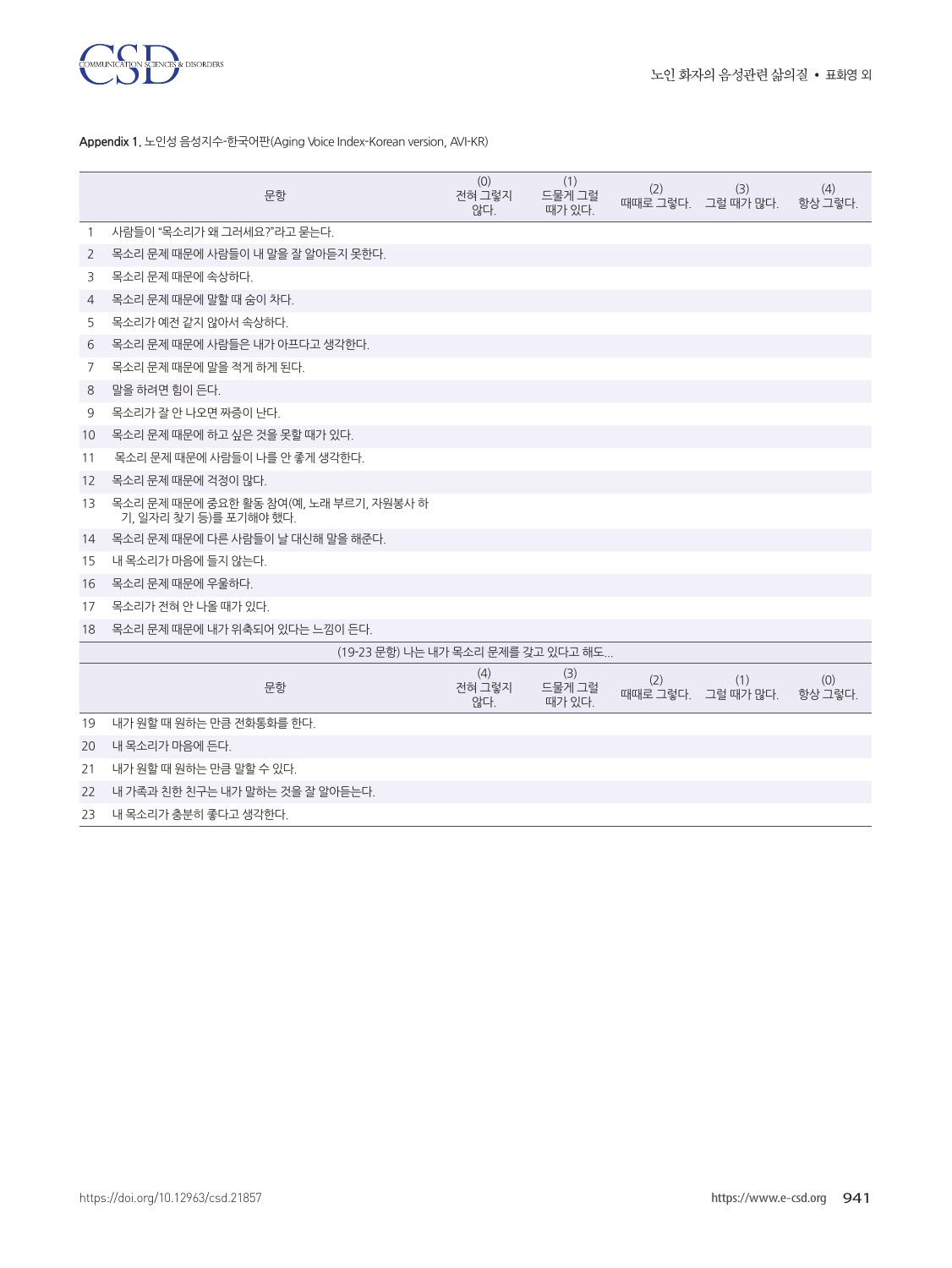Appendix 1. 노인성 음성지수-한국어판(Aging Voice Index-Korean version, AVI-KR)

| | 문항 | (0) 전혀 그렇지 않다. | (1) 드물게 그럴 때가 있다. | (2) 때때로 그렇다. | (3) 그럴 때가 많다. | (4) 항상 그렇다. |
|---|---|---|---|---|---|---|
| 1 | 사람들이 “목소리가 왜 그러세요?”라고 묻는다. | | | | | |
| 2 | 목소리 문제 때문에 사람들이 내 말을 잘 알아듣지 못한다. | | | | | |
| 3 | 목소리 문제 때문에 속상하다. | | | | | |
| 4 | 목소리 문제 때문에 말할 때 숨이 차다. | | | | | |
| 5 | 목소리가 예전 같지 않아서 속상하다. | | | | | |
| 6 | 목소리 문제 때문에 사람들은 내가 아프다고 생각한다. | | | | | |
| 7 | 목소리 문제 때문에 말을 적게 하게 된다. | | | | | |
| 8 | 말을 하려면 힘이 든다. | | | | | |
| 9 | 목소리가 잘 안 나오면 짜증이 난다. | | | | | |
| 10 | 목소리 문제 때문에 하고 싶은 것을 못할 때가 있다. | | | | | |
| 11 | 목소리 문제 때문에 사람들이 나를 안 좋게 생각한다. | | | | | |
| 12 | 목소리 문제 때문에 걱정이 많다. | | | | | |
| 13 | 목소리 문제 때문에 중요한 활동 참여(예, 노래 부르기, 자원봉사 하기, 일자리 찾기 등)를 포기해야 했다. | | | | | |
| 14 | 목소리 문제 때문에 다른 사람들이 날 대신해 말을 해준다. | | | | | |
| 15 | 내 목소리가 마음에 들지 않는다. | | | | | |
| 16 | 목소리 문제 때문에 우울하다. | | | | | |
| 17 | 목소리가 전혀 안 나올 때가 있다. | | | | | |
| 18 | 목소리 문제 때문에 내가 위축되어 있다는 느낌이 든다. | | | | | |
| | (19-23 문항) 나는 내가 목소리 문제를 갖고 있다고 해도... | | | | | |
| | 문항 | (4) 전혀 그렇지 않다. | (3) 드물게 그럴 때가 있다. | (2) 때때로 그렇다. | (1) 그럴 때가 많다. | (0) 항상 그렇다. |
| 19 | 내가 원할 때 원하는 만큼 전화통화를 한다. | | | | | |
| 20 | 내 목소리가 마음에 든다. | | | | | |
| 21 | 내가 원할 때 원하는 만큼 말할 수 있다. | | | | | |
| 22 | 내 가족과 친한 친구는 내가 말하는 것을 잘 알아듣는다. | | | | | |
| 23 | 내 목소리가 충분히 좋다고 생각한다. | | | | | |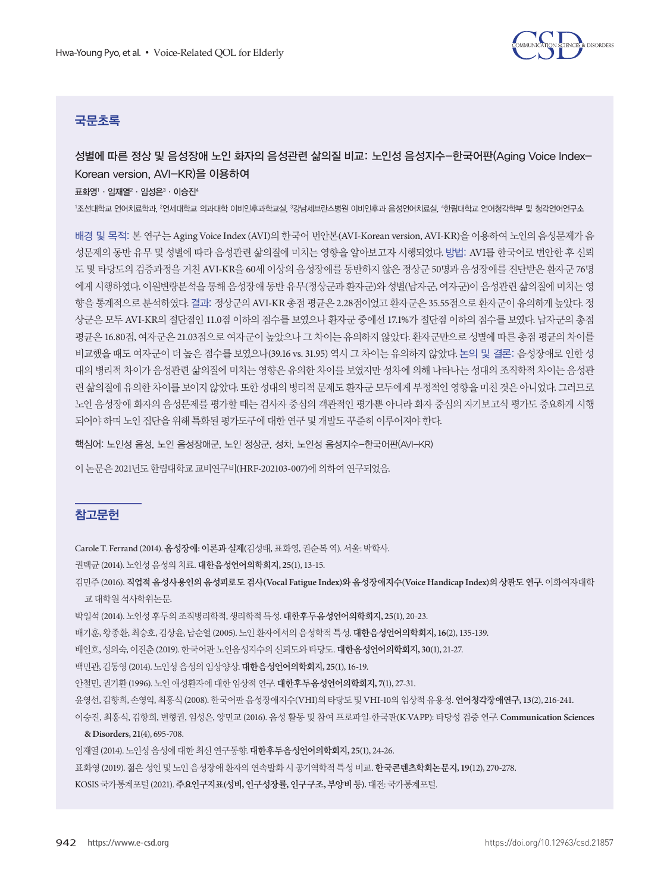## 국문초록

### 성별에 따른 정상 및 음성장애 노인 화자의 음성관련 삶의질 비교: 노인성 음성지수–한국어판(Aging Voice Index–Korean version, AVI–KR)을 이용하여

**표화영[1] · 임재열[2] · 임성은[3] · 이승진[4]**

[1]조선대학교 언어치료학과, [2]연세대학교 의과대학 이비인후과학교실, [3]강남세브란스병원 이비인후과 음성언어치료실, [4]한림대학교 언어청각학부 및 청각언어연구소

배경 및 목적: 본 연구는 Aging Voice Index (AVI)의 한국어 번안본(AVI-Korean version, AVI-KR)을 이용하여 노인의 음성문제가 음성문제의 동반 유무 및 성별에 따라 음성관련 삶의질에 미치는 영향을 알아보고자 시행되었다. 방법: AVI를 한국어로 번안한 후 신뢰도 및 타당도의 검증과정을 거친 AVI-KR을 60세 이상의 음성장애를 동반하지 않은 정상군 50명과 음성장애를 진단받은 환자군 76명에게 시행하였다. 이원변량분석을 통해 음성장애 동반 유무(정상군과 환자군)와 성별(남자군, 여자군)이 음성관련 삶의질에 미치는 영향을 통계적으로 분석하였다. 결과: 정상군의 AVI-KR 총점 평균은 2.28점이었고 환자군은 35.55점으로 환자군이 유의하게 높았다. 정상군은 모두 AVI-KR의 절단점인 11.0점 이하의 점수를 보였으나 환자군 중에선 17.1%가 절단점 이하의 점수를 보였다. 남자군의 총점 평균은 16.80점, 여자군은 21.03점으로 여자군이 높았으나 그 차이는 유의하지 않았다. 환자군만으로 성별에 따른 총점 평균의 차이를 비교했을 때도 여자군이 더 높은 점수를 보였으나(39.16 vs. 31.95) 역시 그 차이는 유의하지 않았다. 논의 및 결론: 음성장애로 인한 성대의 병리적 차이가 음성관련 삶의질에 미치는 영향은 유의한 차이를 보였지만 성차에 의해 나타나는 성대의 조직학적 차이는 음성관련 삶의질에 유의한 차이를 보이지 않았다. 또한 성대의 병리적 문제도 환자군 모두에게 부정적인 영향을 미친 것은 아니었다. 그러므로 노인 음성장애 화자의 음성문제를 평가할 때는 검사자 중심의 객관적인 평가뿐 아니라 화자 중심의 자기보고식 평가도 중요하게 시행되어야 하며 노인 집단을 위해 특화된 평가도구에 대한 연구 및 개발도 꾸준히 이루어져야 한다.

핵심어: 노인성 음성, 노인 음성장애군, 노인 정상군, 성차, 노인성 음성지수–한국어판(AVI–KR)

이 논문은 2021년도 한림대학교 교비연구비(HRF-202103-007)에 의하여 연구되었음.

## 참고문헌

Carole T. Ferrand (2014). **음성장애: 이론과 실제**(김성태, 표화영, 권순복 역). 서울: 박학사.

권택균 (2014). 노인성 음성의 치료. **대한음성언어의학회지, 25**(1), 13-15.

김민주 (2016). **직업적 음성사용인의 음성피로도 검사(Vocal Fatigue Index)와 음성장애지수(Voice Handicap Index)의 상관도 연구.** 이화여자대학교 대학원 석사학위논문.

박일석 (2014). 노인성 후두의 조직병리학적, 생리학적 특성. **대한후두음성언어의학회지, 25**(1), 20-23.

배기훈, 왕종환, 최승호, 김상윤, 남순열 (2005). 노인 환자에서의 음성학적 특성. **대한음성언어의학회지, 16**(2), 135-139.

배인호, 성의숙, 이진춘 (2019). 한국어판 노인음성지수의 신뢰도와 타당도. **대한음성언어의학회지, 30**(1), 21-27.

백민관, 김동영 (2014). 노인성 음성의 임상양상. **대한음성언어의학회지, 25**(1), 16-19.

안철민, 권기환 (1996). 노인 애성환자에 대한 임상적 연구. **대한후두음성언어의학회지, 7**(1), 27-31.

윤영선, 김향희, 손영익, 최홍식 (2008). 한국어판 음성장애지수(VHI)의 타당도 및 VHI-10의 임상적 유용성. **언어청각장애연구, 13**(2), 216-241.

이승진, 최홍식, 김향희, 변형권, 임성은, 양민교 (2016). 음성 활동 및 참여 프로파일-한국판(K-VAPP): 타당성 검증 연구. **Communication Sciences & Disorders, 21**(4), 695-708.

임재열 (2014). 노인성 음성에 대한 최신 연구동향. **대한후두음성언어의학회지, 25**(1), 24-26.

표화영 (2019). 젊은 성인 및 노인 음성장애 환자의 연속발화 시 공기역학적 특성 비교. **한국콘텐츠학회논문지, 19**(12), 270-278.

KOSIS 국가통계포털 (2021). **주요인구지표(성비, 인구성장률, 인구구조, 부양비 등).** 대전: 국가통계포털.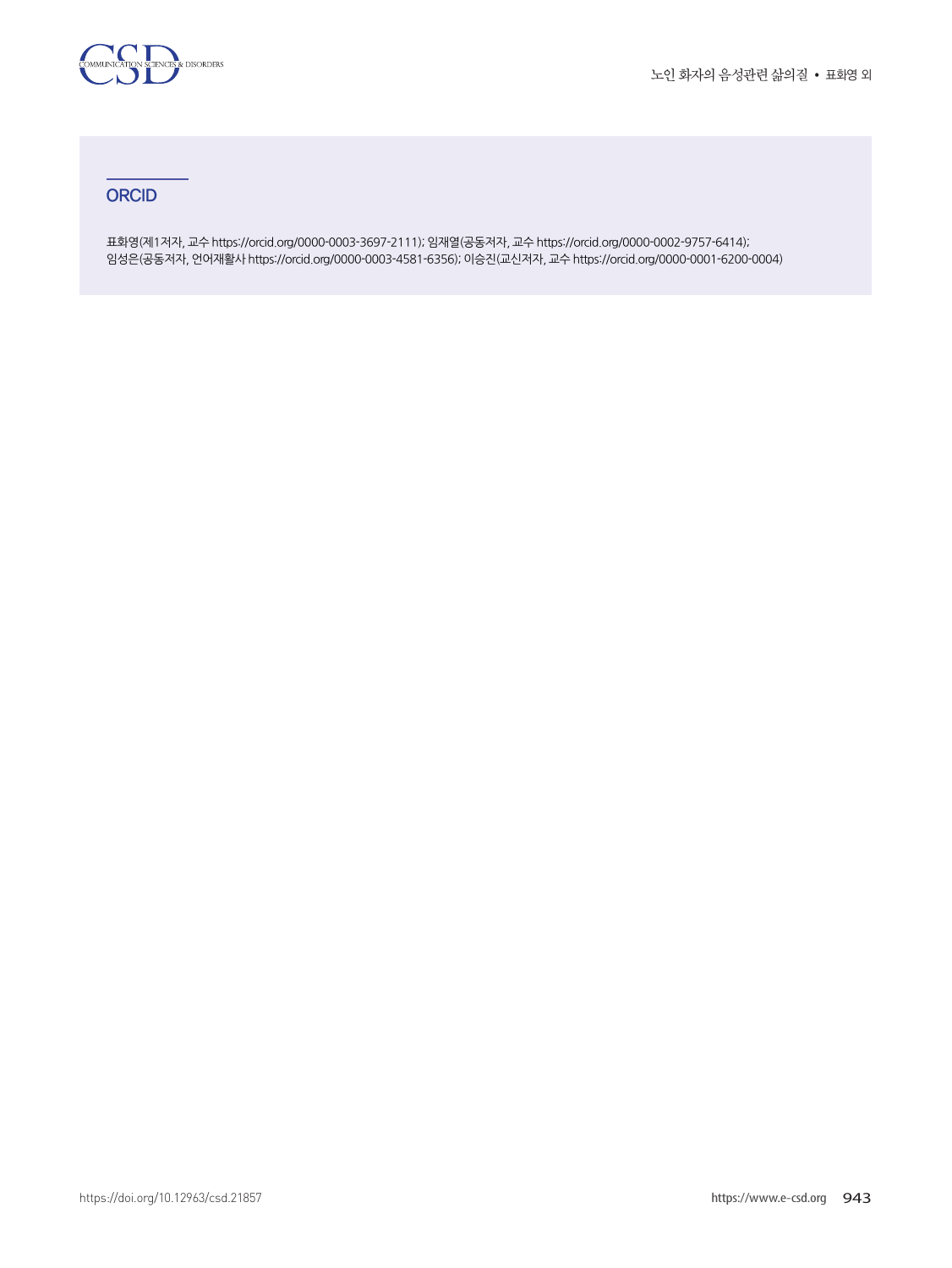## ORCID

표화영(제1저자, 교수 https://orcid.org/0000-0003-3697-2111); 임재열(공동저자, 교수 https://orcid.org/0000-0002-9757-6414); 임성은(공동저자, 언어재활사 https://orcid.org/0000-0003-4581-6356); 이승진(교신저자, 교수 https://orcid.org/0000-0001-6200-0004)